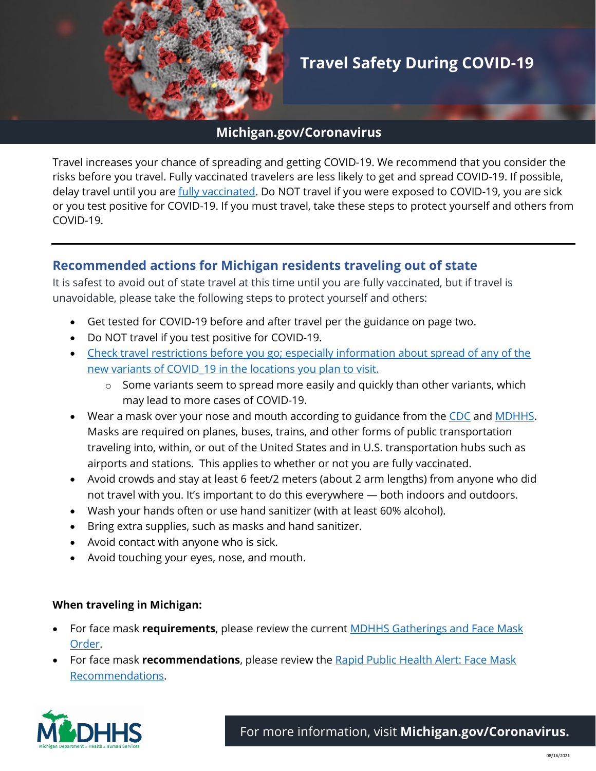# Travel Safety During COVID-19

**Michigan.gov/Coronavirus**

Travel increases your chance of spreading and getting COVID-19. We recommend that you consider the risks before you travel. Fully vaccinated travelers are less likely to get and spread COVID-19. If possible, delay travel until you are fully vaccinated. Do NOT travel if you were exposed to COVID-19, you are sick or you test positive for COVID-19. If you must travel, take these steps to protect yourself and others from COVID-19.

---

## Recommended actions for Michigan residents traveling out of state

It is safest to avoid out of state travel at this time until you are fully vaccinated, but if travel is unavoidable, please take the following steps to protect yourself and others:

- Get tested for COVID-19 before and after travel per the guidance on page two.
- Do NOT travel if you test positive for COVID-19.
- Check travel restrictions before you go; especially information about spread of any of the new variants of COVID_19 in the locations you plan to visit.
  - Some variants seem to spread more easily and quickly than other variants, which may lead to more cases of COVID-19.
- Wear a mask over your nose and mouth according to guidance from the CDC and MDHHS. Masks are required on planes, buses, trains, and other forms of public transportation traveling into, within, or out of the United States and in U.S. transportation hubs such as airports and stations. This applies to whether or not you are fully vaccinated.
- Avoid crowds and stay at least 6 feet/2 meters (about 2 arm lengths) from anyone who did not travel with you. It's important to do this everywhere — both indoors and outdoors.
- Wash your hands often or use hand sanitizer (with at least 60% alcohol).
- Bring extra supplies, such as masks and hand sanitizer.
- Avoid contact with anyone who is sick.
- Avoid touching your eyes, nose, and mouth.

**When traveling in Michigan:**

- For face mask **requirements**, please review the current MDHHS Gatherings and Face Mask Order.
- For face mask **recommendations**, please review the Rapid Public Health Alert: Face Mask Recommendations.

For more information, visit **Michigan.gov/Coronavirus.**

08/16/2021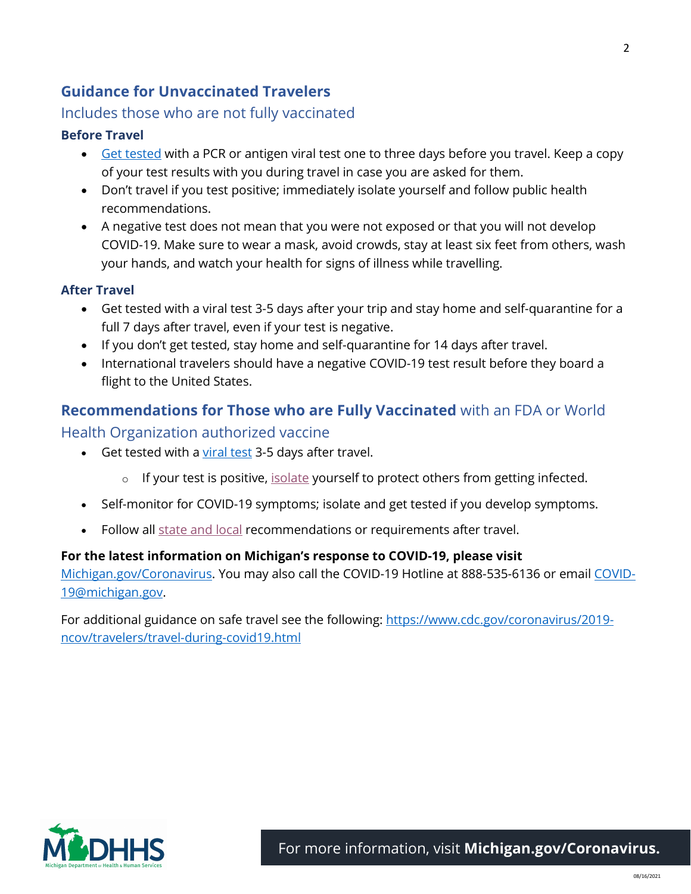## Guidance for Unvaccinated Travelers

Includes those who are not fully vaccinated

### Before Travel

- Get tested with a PCR or antigen viral test one to three days before you travel. Keep a copy of your test results with you during travel in case you are asked for them.
- Don't travel if you test positive; immediately isolate yourself and follow public health recommendations.
- A negative test does not mean that you were not exposed or that you will not develop COVID-19. Make sure to wear a mask, avoid crowds, stay at least six feet from others, wash your hands, and watch your health for signs of illness while travelling.

### After Travel

- Get tested with a viral test 3-5 days after your trip and stay home and self-quarantine for a full 7 days after travel, even if your test is negative.
- If you don't get tested, stay home and self-quarantine for 14 days after travel.
- International travelers should have a negative COVID-19 test result before they board a flight to the United States.

## **Recommendations for Those who are Fully Vaccinated** with an FDA or World Health Organization authorized vaccine

- Get tested with a viral test 3-5 days after travel.
  - If your test is positive, isolate yourself to protect others from getting infected.
- Self-monitor for COVID-19 symptoms; isolate and get tested if you develop symptoms.
- Follow all state and local recommendations or requirements after travel.

**For the latest information on Michigan's response to COVID-19, please visit** Michigan.gov/Coronavirus. You may also call the COVID-19 Hotline at 888-535-6136 or email COVID-19@michigan.gov.

For additional guidance on safe travel see the following: https://www.cdc.gov/coronavirus/2019-ncov/travelers/travel-during-covid19.html

MDHHS Michigan Department of Health & Human Services

For more information, visit **Michigan.gov/Coronavirus.**

08/16/2021